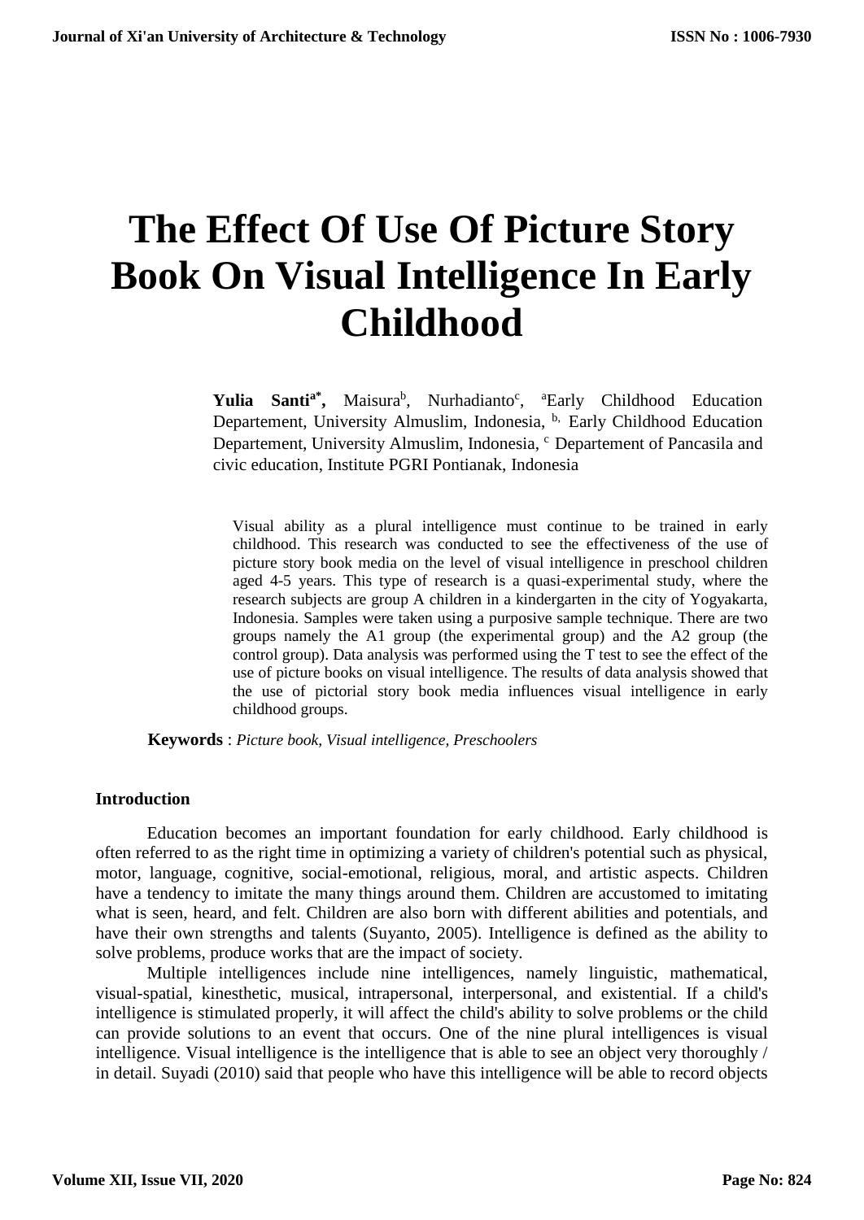# The Effect Of Use Of Picture Story Book On Visual Intelligence In Early Childhood

**Yulia Santi**[a*], Maisura[b], Nurhadianto[c], [a]Early Childhood Education Departement, University Almuslim, Indonesia, [b], Early Childhood Education Departement, University Almuslim, Indonesia, [c] Departement of Pancasila and civic education, Institute PGRI Pontianak, Indonesia

Visual ability as a plural intelligence must continue to be trained in early childhood. This research was conducted to see the effectiveness of the use of picture story book media on the level of visual intelligence in preschool children aged 4-5 years. This type of research is a quasi-experimental study, where the research subjects are group A children in a kindergarten in the city of Yogyakarta, Indonesia. Samples were taken using a purposive sample technique. There are two groups namely the A1 group (the experimental group) and the A2 group (the control group). Data analysis was performed using the T test to see the effect of the use of picture books on visual intelligence. The results of data analysis showed that the use of pictorial story book media influences visual intelligence in early childhood groups.

**Keywords** : *Picture book, Visual intelligence, Preschoolers*

## Introduction

Education becomes an important foundation for early childhood. Early childhood is often referred to as the right time in optimizing a variety of children's potential such as physical, motor, language, cognitive, social-emotional, religious, moral, and artistic aspects. Children have a tendency to imitate the many things around them. Children are accustomed to imitating what is seen, heard, and felt. Children are also born with different abilities and potentials, and have their own strengths and talents (Suyanto, 2005). Intelligence is defined as the ability to solve problems, produce works that are the impact of society.

Multiple intelligences include nine intelligences, namely linguistic, mathematical, visual-spatial, kinesthetic, musical, intrapersonal, interpersonal, and existential. If a child's intelligence is stimulated properly, it will affect the child's ability to solve problems or the child can provide solutions to an event that occurs. One of the nine plural intelligences is visual intelligence. Visual intelligence is the intelligence that is able to see an object very thoroughly / in detail. Suyadi (2010) said that people who have this intelligence will be able to record objects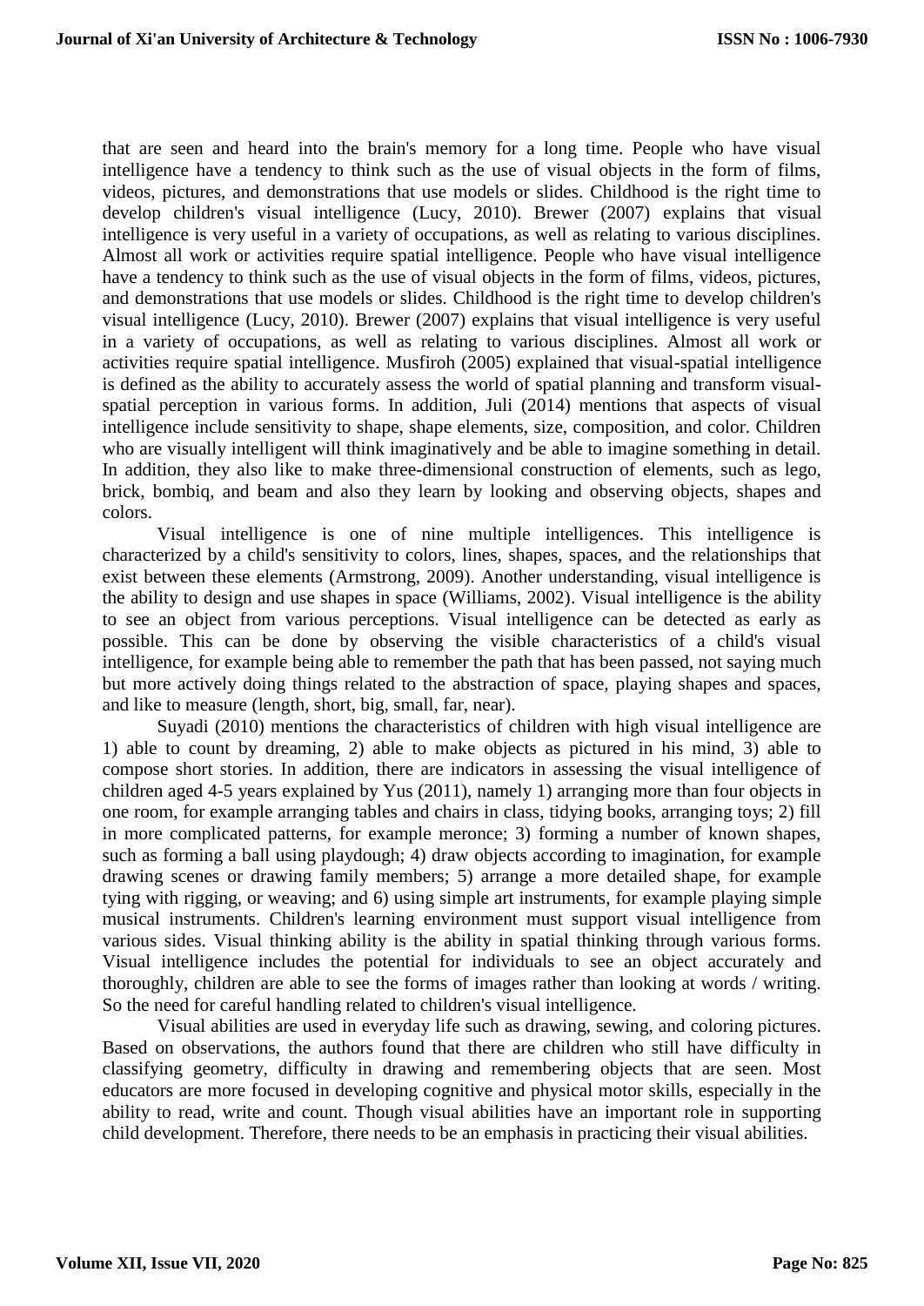that are seen and heard into the brain's memory for a long time. People who have visual intelligence have a tendency to think such as the use of visual objects in the form of films, videos, pictures, and demonstrations that use models or slides. Childhood is the right time to develop children's visual intelligence (Lucy, 2010). Brewer (2007) explains that visual intelligence is very useful in a variety of occupations, as well as relating to various disciplines. Almost all work or activities require spatial intelligence. People who have visual intelligence have a tendency to think such as the use of visual objects in the form of films, videos, pictures, and demonstrations that use models or slides. Childhood is the right time to develop children's visual intelligence (Lucy, 2010). Brewer (2007) explains that visual intelligence is very useful in a variety of occupations, as well as relating to various disciplines. Almost all work or activities require spatial intelligence. Musfiroh (2005) explained that visual-spatial intelligence is defined as the ability to accurately assess the world of spatial planning and transform visual-spatial perception in various forms. In addition, Juli (2014) mentions that aspects of visual intelligence include sensitivity to shape, shape elements, size, composition, and color. Children who are visually intelligent will think imaginatively and be able to imagine something in detail. In addition, they also like to make three-dimensional construction of elements, such as lego, brick, bombiq, and beam and also they learn by looking and observing objects, shapes and colors.

Visual intelligence is one of nine multiple intelligences. This intelligence is characterized by a child's sensitivity to colors, lines, shapes, spaces, and the relationships that exist between these elements (Armstrong, 2009). Another understanding, visual intelligence is the ability to design and use shapes in space (Williams, 2002). Visual intelligence is the ability to see an object from various perceptions. Visual intelligence can be detected as early as possible. This can be done by observing the visible characteristics of a child's visual intelligence, for example being able to remember the path that has been passed, not saying much but more actively doing things related to the abstraction of space, playing shapes and spaces, and like to measure (length, short, big, small, far, near).

Suyadi (2010) mentions the characteristics of children with high visual intelligence are 1) able to count by dreaming, 2) able to make objects as pictured in his mind, 3) able to compose short stories. In addition, there are indicators in assessing the visual intelligence of children aged 4-5 years explained by Yus (2011), namely 1) arranging more than four objects in one room, for example arranging tables and chairs in class, tidying books, arranging toys; 2) fill in more complicated patterns, for example meronce; 3) forming a number of known shapes, such as forming a ball using playdough; 4) draw objects according to imagination, for example drawing scenes or drawing family members; 5) arrange a more detailed shape, for example tying with rigging, or weaving; and 6) using simple art instruments, for example playing simple musical instruments. Children's learning environment must support visual intelligence from various sides. Visual thinking ability is the ability in spatial thinking through various forms. Visual intelligence includes the potential for individuals to see an object accurately and thoroughly, children are able to see the forms of images rather than looking at words / writing. So the need for careful handling related to children's visual intelligence.

Visual abilities are used in everyday life such as drawing, sewing, and coloring pictures. Based on observations, the authors found that there are children who still have difficulty in classifying geometry, difficulty in drawing and remembering objects that are seen. Most educators are more focused in developing cognitive and physical motor skills, especially in the ability to read, write and count. Though visual abilities have an important role in supporting child development. Therefore, there needs to be an emphasis in practicing their visual abilities.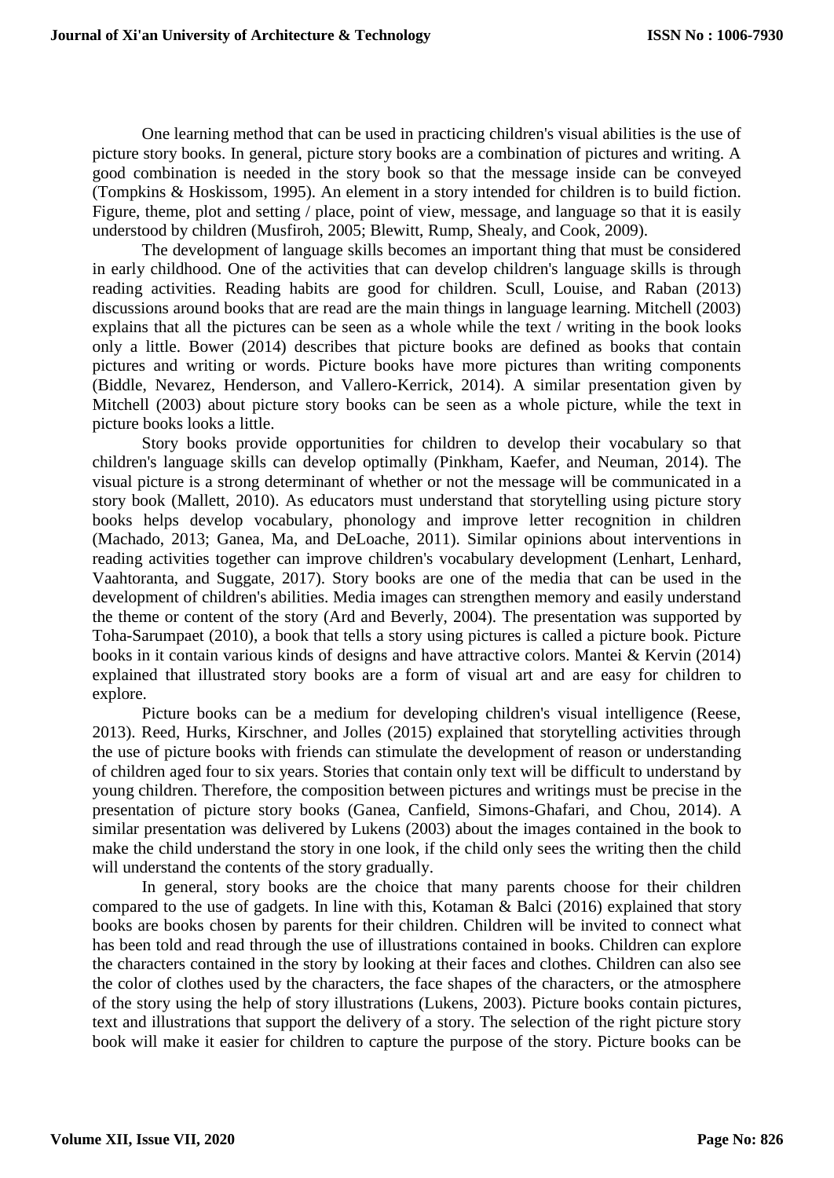One learning method that can be used in practicing children's visual abilities is the use of picture story books. In general, picture story books are a combination of pictures and writing. A good combination is needed in the story book so that the message inside can be conveyed (Tompkins & Hoskissom, 1995). An element in a story intended for children is to build fiction. Figure, theme, plot and setting / place, point of view, message, and language so that it is easily understood by children (Musfiroh, 2005; Blewitt, Rump, Shealy, and Cook, 2009).

The development of language skills becomes an important thing that must be considered in early childhood. One of the activities that can develop children's language skills is through reading activities. Reading habits are good for children. Scull, Louise, and Raban (2013) discussions around books that are read are the main things in language learning. Mitchell (2003) explains that all the pictures can be seen as a whole while the text / writing in the book looks only a little. Bower (2014) describes that picture books are defined as books that contain pictures and writing or words. Picture books have more pictures than writing components (Biddle, Nevarez, Henderson, and Vallero-Kerrick, 2014). A similar presentation given by Mitchell (2003) about picture story books can be seen as a whole picture, while the text in picture books looks a little.

Story books provide opportunities for children to develop their vocabulary so that children's language skills can develop optimally (Pinkham, Kaefer, and Neuman, 2014). The visual picture is a strong determinant of whether or not the message will be communicated in a story book (Mallett, 2010). As educators must understand that storytelling using picture story books helps develop vocabulary, phonology and improve letter recognition in children (Machado, 2013; Ganea, Ma, and DeLoache, 2011). Similar opinions about interventions in reading activities together can improve children's vocabulary development (Lenhart, Lenhard, Vaahtoranta, and Suggate, 2017). Story books are one of the media that can be used in the development of children's abilities. Media images can strengthen memory and easily understand the theme or content of the story (Ard and Beverly, 2004). The presentation was supported by Toha-Sarumpaet (2010), a book that tells a story using pictures is called a picture book. Picture books in it contain various kinds of designs and have attractive colors. Mantei & Kervin (2014) explained that illustrated story books are a form of visual art and are easy for children to explore.

Picture books can be a medium for developing children's visual intelligence (Reese, 2013). Reed, Hurks, Kirschner, and Jolles (2015) explained that storytelling activities through the use of picture books with friends can stimulate the development of reason or understanding of children aged four to six years. Stories that contain only text will be difficult to understand by young children. Therefore, the composition between pictures and writings must be precise in the presentation of picture story books (Ganea, Canfield, Simons-Ghafari, and Chou, 2014). A similar presentation was delivered by Lukens (2003) about the images contained in the book to make the child understand the story in one look, if the child only sees the writing then the child will understand the contents of the story gradually.

In general, story books are the choice that many parents choose for their children compared to the use of gadgets. In line with this, Kotaman & Balci (2016) explained that story books are books chosen by parents for their children. Children will be invited to connect what has been told and read through the use of illustrations contained in books. Children can explore the characters contained in the story by looking at their faces and clothes. Children can also see the color of clothes used by the characters, the face shapes of the characters, or the atmosphere of the story using the help of story illustrations (Lukens, 2003). Picture books contain pictures, text and illustrations that support the delivery of a story. The selection of the right picture story book will make it easier for children to capture the purpose of the story. Picture books can be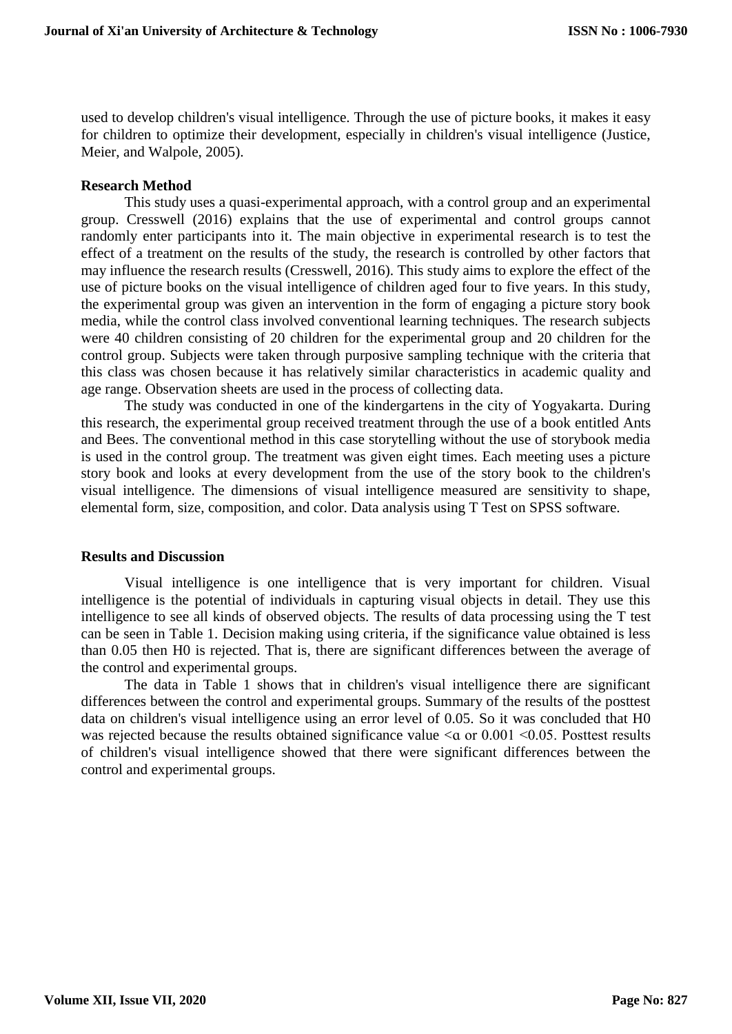used to develop children's visual intelligence. Through the use of picture books, it makes it easy for children to optimize their development, especially in children's visual intelligence (Justice, Meier, and Walpole, 2005).

## Research Method

This study uses a quasi-experimental approach, with a control group and an experimental group. Cresswell (2016) explains that the use of experimental and control groups cannot randomly enter participants into it. The main objective in experimental research is to test the effect of a treatment on the results of the study, the research is controlled by other factors that may influence the research results (Cresswell, 2016). This study aims to explore the effect of the use of picture books on the visual intelligence of children aged four to five years. In this study, the experimental group was given an intervention in the form of engaging a picture story book media, while the control class involved conventional learning techniques. The research subjects were 40 children consisting of 20 children for the experimental group and 20 children for the control group. Subjects were taken through purposive sampling technique with the criteria that this class was chosen because it has relatively similar characteristics in academic quality and age range. Observation sheets are used in the process of collecting data.

The study was conducted in one of the kindergartens in the city of Yogyakarta. During this research, the experimental group received treatment through the use of a book entitled Ants and Bees. The conventional method in this case storytelling without the use of storybook media is used in the control group. The treatment was given eight times. Each meeting uses a picture story book and looks at every development from the use of the story book to the children's visual intelligence. The dimensions of visual intelligence measured are sensitivity to shape, elemental form, size, composition, and color. Data analysis using T Test on SPSS software.

## Results and Discussion

Visual intelligence is one intelligence that is very important for children. Visual intelligence is the potential of individuals in capturing visual objects in detail. They use this intelligence to see all kinds of observed objects. The results of data processing using the T test can be seen in Table 1. Decision making using criteria, if the significance value obtained is less than 0.05 then H0 is rejected. That is, there are significant differences between the average of the control and experimental groups.

The data in Table 1 shows that in children's visual intelligence there are significant differences between the control and experimental groups. Summary of the results of the posttest data on children's visual intelligence using an error level of 0.05. So it was concluded that H0 was rejected because the results obtained significance value $< \alpha$ or $0.001 < 0.05$. Posttest results of children's visual intelligence showed that there were significant differences between the control and experimental groups.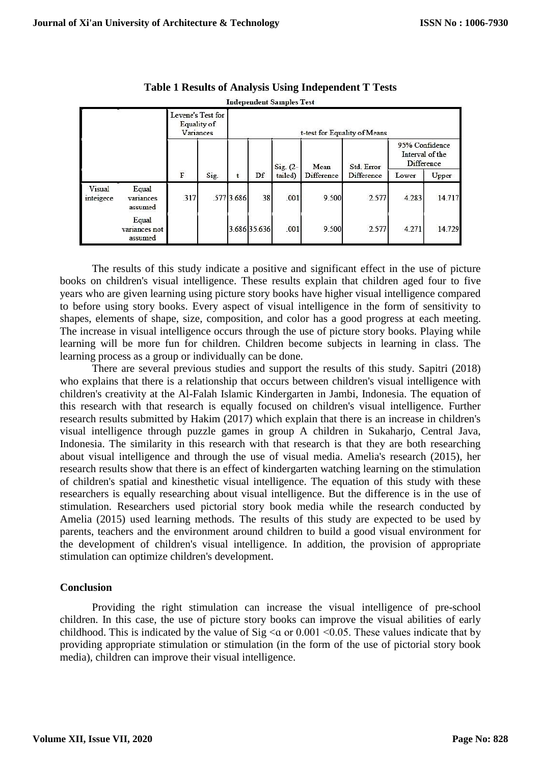**Table 1 Results of Analysis Using Independent T Tests**

Independent Samples Test

| | | Levene's Test for Equality of Variances | | t-test for Equality of Means | | | | | | |
|---|---|---|---|---|---|---|---|---|---|---|
| | | | | | | | | | 95% Confidence Interval of the Difference | |
| | | F | Sig. | t | Df | Sig. (2-tailed) | Mean Difference | Std. Error Difference | Lower | Upper |
| Visual inteigece | Equal variances assumed | .317 | .577 | 3.686 | 38 | .001 | 9.500 | 2.577 | 4.283 | 14.717 |
| | Equal variances not assumed | | | 3.686 | 35.636 | .001 | 9.500 | 2.577 | 4.271 | 14.729 |

The results of this study indicate a positive and significant effect in the use of picture books on children's visual intelligence. These results explain that children aged four to five years who are given learning using picture story books have higher visual intelligence compared to before using story books. Every aspect of visual intelligence in the form of sensitivity to shapes, elements of shape, size, composition, and color has a good progress at each meeting. The increase in visual intelligence occurs through the use of picture story books. Playing while learning will be more fun for children. Children become subjects in learning in class. The learning process as a group or individually can be done.

There are several previous studies and support the results of this study. Sapitri (2018) who explains that there is a relationship that occurs between children's visual intelligence with children's creativity at the Al-Falah Islamic Kindergarten in Jambi, Indonesia. The equation of this research with that research is equally focused on children's visual intelligence. Further research results submitted by Hakim (2017) which explain that there is an increase in children's visual intelligence through puzzle games in group A children in Sukaharjo, Central Java, Indonesia. The similarity in this research with that research is that they are both researching about visual intelligence and through the use of visual media. Amelia's research (2015), her research results show that there is an effect of kindergarten watching learning on the stimulation of children's spatial and kinesthetic visual intelligence. The equation of this study with these researchers is equally researching about visual intelligence. But the difference is in the use of stimulation. Researchers used pictorial story book media while the research conducted by Amelia (2015) used learning methods. The results of this study are expected to be used by parents, teachers and the environment around children to build a good visual environment for the development of children's visual intelligence. In addition, the provision of appropriate stimulation can optimize children's development.

## Conclusion

Providing the right stimulation can increase the visual intelligence of pre-school children. In this case, the use of picture story books can improve the visual abilities of early childhood. This is indicated by the value of Sig $<\alpha$ or $0.001 < 0.05$. These values indicate that by providing appropriate stimulation or stimulation (in the form of the use of pictorial story book media), children can improve their visual intelligence.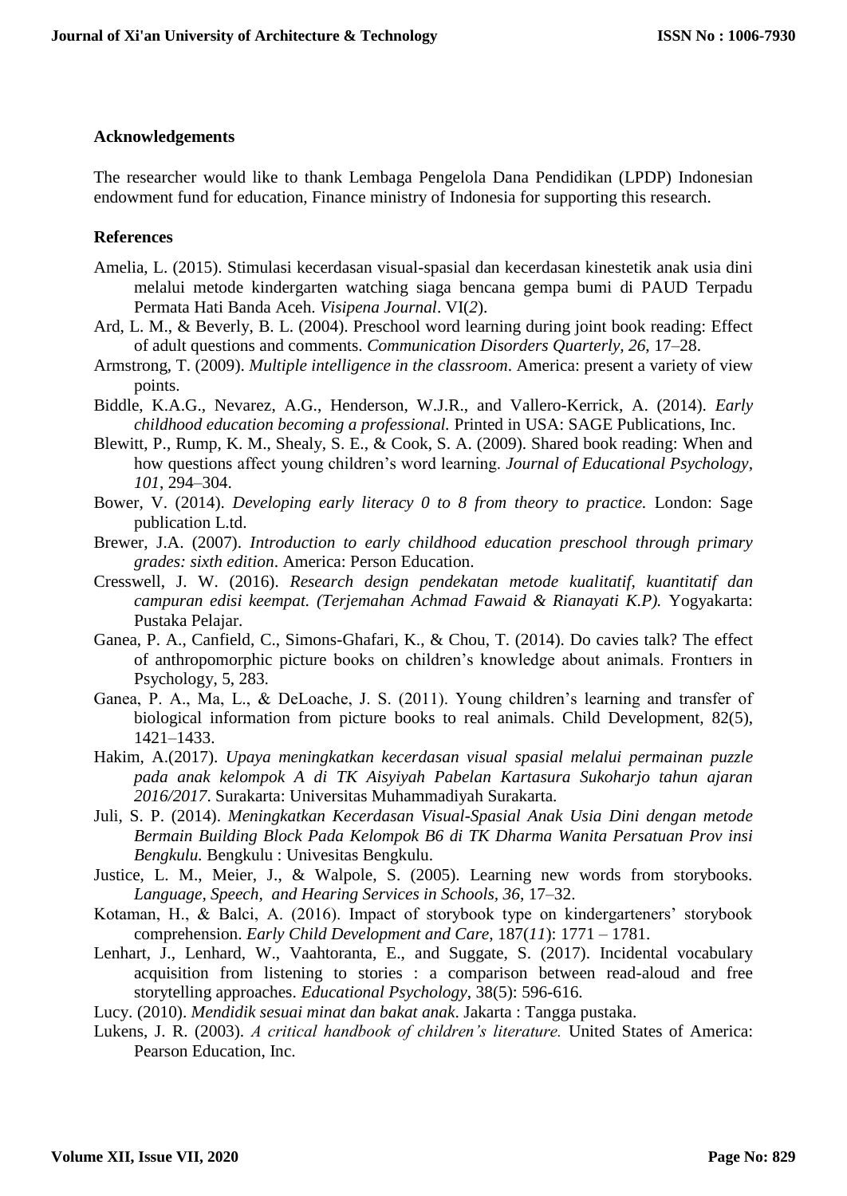### Acknowledgements

The researcher would like to thank Lembaga Pengelola Dana Pendidikan (LPDP) Indonesian endowment fund for education, Finance ministry of Indonesia for supporting this research.

### References

Amelia, L. (2015). Stimulasi kecerdasan visual-spasial dan kecerdasan kinestetik anak usia dini melalui metode kindergarten watching siaga bencana gempa bumi di PAUD Terpadu Permata Hati Banda Aceh. *Visipena Journal*. VI(*2*).

Ard, L. M., & Beverly, B. L. (2004). Preschool word learning during joint book reading: Effect of adult questions and comments. *Communication Disorders Quarterly, 26*, 17–28.

Armstrong, T. (2009). *Multiple intelligence in the classroom*. America: present a variety of view points.

Biddle, K.A.G., Nevarez, A.G., Henderson, W.J.R., and Vallero-Kerrick, A. (2014). *Early childhood education becoming a professional.* Printed in USA: SAGE Publications, Inc.

Blewitt, P., Rump, K. M., Shealy, S. E., & Cook, S. A. (2009). Shared book reading: When and how questions affect young children's word learning. *Journal of Educational Psychology*, *101*, 294–304.

Bower, V. (2014). *Developing early literacy 0 to 8 from theory to practice.* London: Sage publication L.td.

Brewer, J.A. (2007). *Introduction to early childhood education preschool through primary grades: sixth edition*. America: Person Education.

Cresswell, J. W. (2016). *Research design pendekatan metode kualitatif, kuantitatif dan campuran edisi keempat. (Terjemahan Achmad Fawaid & Rianayati K.P).* Yogyakarta: Pustaka Pelajar.

Ganea, P. A., Canfield, C., Simons-Ghafari, K., & Chou, T. (2014). Do cavies talk? The effect of anthropomorphic picture books on children's knowledge about animals. Frontıers in Psychology, 5, 283.

Ganea, P. A., Ma, L., & DeLoache, J. S. (2011). Young children's learning and transfer of biological information from picture books to real animals. Child Development, 82(5), 1421–1433.

Hakim, A.(2017). *Upaya meningkatkan kecerdasan visual spasial melalui permainan puzzle pada anak kelompok A di TK Aisyiyah Pabelan Kartasura Sukoharjo tahun ajaran 2016/2017*. Surakarta: Universitas Muhammadiyah Surakarta.

Juli, S. P. (2014). *Meningkatkan Kecerdasan Visual-Spasial Anak Usia Dini dengan metode Bermain Building Block Pada Kelompok B6 di TK Dharma Wanita Persatuan Prov insi Bengkulu.* Bengkulu : Univesitas Bengkulu.

Justice, L. M., Meier, J., & Walpole, S. (2005). Learning new words from storybooks. *Language, Speech, and Hearing Services in Schools, 36*, 17–32.

Kotaman, H., & Balci, A. (2016). Impact of storybook type on kindergarteners' storybook comprehension. *Early Child Development and Care*, 187(*11*): 1771 – 1781.

Lenhart, J., Lenhard, W., Vaahtoranta, E., and Suggate, S. (2017). Incidental vocabulary acquisition from listening to stories : a comparison between read-aloud and free storytelling approaches. *Educational Psychology*, 38(5): 596-616.

Lucy. (2010). *Mendidik sesuai minat dan bakat anak*. Jakarta : Tangga pustaka.

Lukens, J. R. (2003). *A critical handbook of children's literature.* United States of America: Pearson Education, Inc.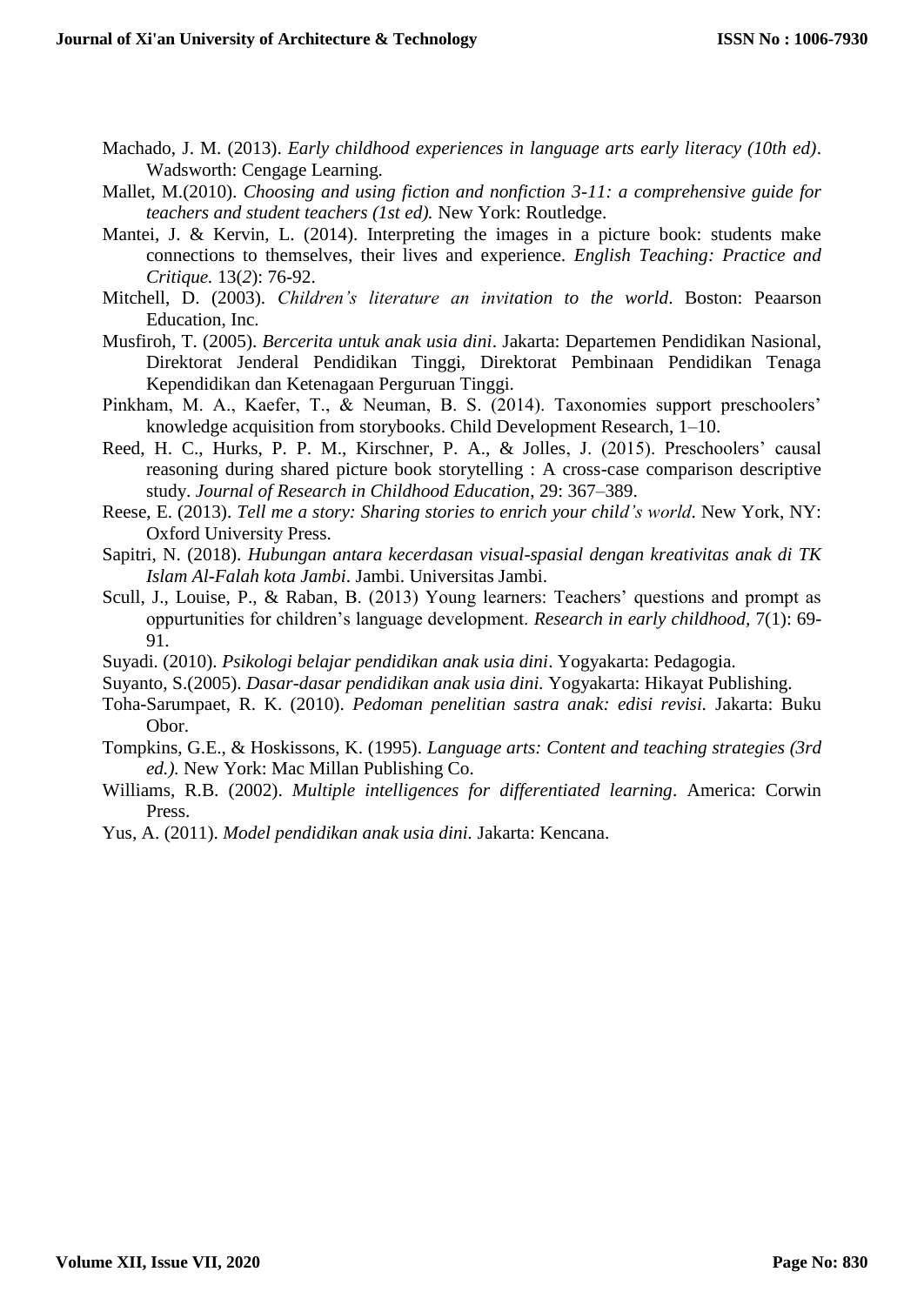Machado, J. M. (2013). *Early childhood experiences in language arts early literacy (10th ed)*. Wadsworth: Cengage Learning.

Mallet, M.(2010). *Choosing and using fiction and nonfiction 3-11: a comprehensive guide for teachers and student teachers (1st ed).* New York: Routledge.

Mantei, J. & Kervin, L. (2014). Interpreting the images in a picture book: students make connections to themselves, their lives and experience. *English Teaching: Practice and Critique.* 13(*2*): 76-92.

Mitchell, D. (2003). *Children's literature an invitation to the world*. Boston: Peaarson Education, Inc.

Musfiroh, T. (2005). *Bercerita untuk anak usia dini*. Jakarta: Departemen Pendidikan Nasional, Direktorat Jenderal Pendidikan Tinggi, Direktorat Pembinaan Pendidikan Tenaga Kependidikan dan Ketenagaan Perguruan Tinggi.

Pinkham, M. A., Kaefer, T., & Neuman, B. S. (2014). Taxonomies support preschoolers' knowledge acquisition from storybooks. Child Development Research, 1–10.

Reed, H. C., Hurks, P. P. M., Kirschner, P. A., & Jolles, J. (2015). Preschoolers' causal reasoning during shared picture book storytelling : A cross-case comparison descriptive study. *Journal of Research in Childhood Education*, 29: 367–389.

Reese, E. (2013). *Tell me a story: Sharing stories to enrich your child's world*. New York, NY: Oxford University Press.

Sapitri, N. (2018). *Hubungan antara kecerdasan visual-spasial dengan kreativitas anak di TK Islam Al-Falah kota Jambi*. Jambi. Universitas Jambi.

Scull, J., Louise, P., & Raban, B. (2013) Young learners: Teachers' questions and prompt as oppurtunities for children's language development. *Research in early childhood*, 7(1): 69-91.

Suyadi. (2010). *Psikologi belajar pendidikan anak usia dini*. Yogyakarta: Pedagogia.

Suyanto, S.(2005). *Dasar-dasar pendidikan anak usia dini.* Yogyakarta: Hikayat Publishing.

Toha-Sarumpaet, R. K. (2010). *Pedoman penelitian sastra anak: edisi revisi.* Jakarta: Buku Obor.

Tompkins, G.E., & Hoskissons, K. (1995). *Language arts: Content and teaching strategies (3rd ed.).* New York: Mac Millan Publishing Co.

Williams, R.B. (2002). *Multiple intelligences for differentiated learning*. America: Corwin Press.

Yus, A. (2011). *Model pendidikan anak usia dini.* Jakarta: Kencana.